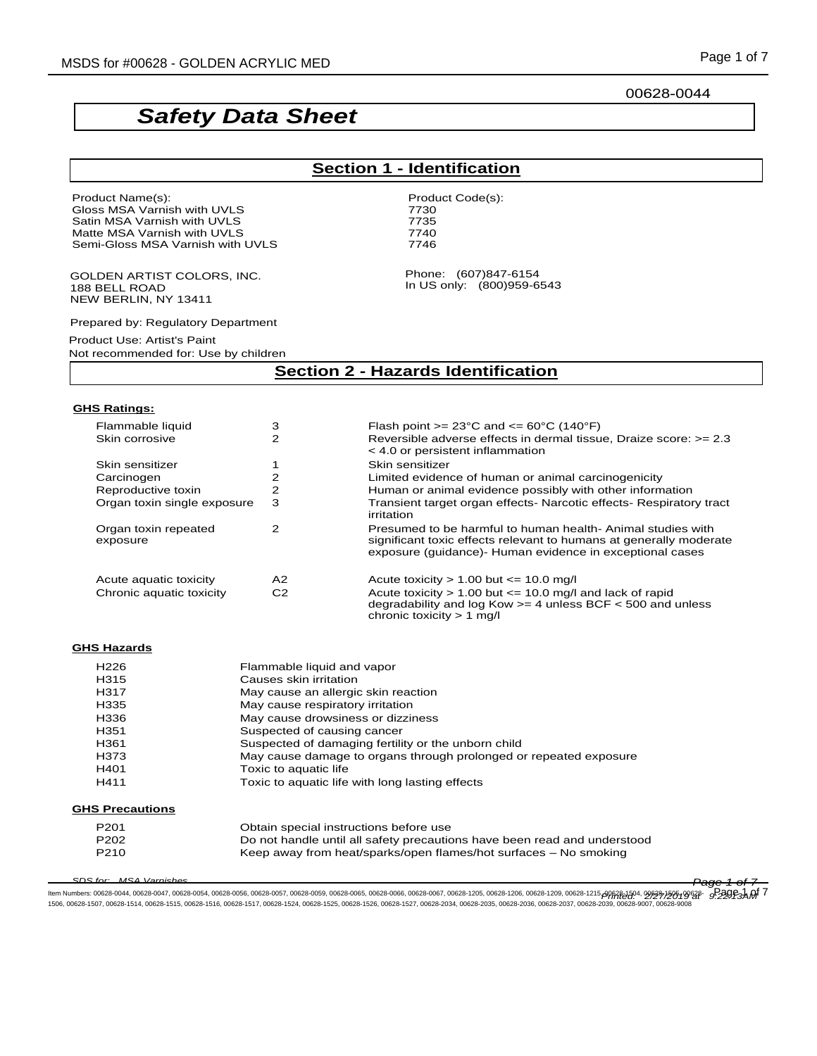00628-0044

# Safety Data Sheet

## Section 1 - Identification

| Product Name(s): | Product Code(s): |
|---|---|
| Gloss MSA Varnish with UVLS | 7730 |
| Satin MSA Varnish with UVLS | 7735 |
| Matte MSA Varnish with UVLS | 7740 |
| Semi-Gloss MSA Varnish with UVLS | 7746 |

GOLDEN ARTIST COLORS, INC.
188 BELL ROAD
NEW BERLIN, NY 13411

Phone: (607)847-6154
In US only: (800)959-6543

Prepared by: Regulatory Department

Product Use: Artist's Paint
Not recommended for: Use by children

## Section 2 - Hazards Identification

### GHS Ratings:

| | | |
|---|---|---|
| Flammable liquid | 3 | Flash point >= 23°C and <= 60°C (140°F) |
| Skin corrosive | 2 | Reversible adverse effects in dermal tissue, Draize score: >= 2.3 < 4.0 or persistent inflammation |
| Skin sensitizer | 1 | Skin sensitizer |
| Carcinogen | 2 | Limited evidence of human or animal carcinogenicity |
| Reproductive toxin | 2 | Human or animal evidence possibly with other information |
| Organ toxin single exposure | 3 | Transient target organ effects- Narcotic effects- Respiratory tract irritation |
| Organ toxin repeated exposure | 2 | Presumed to be harmful to human health- Animal studies with significant toxic effects relevant to humans at generally moderate exposure (guidance)- Human evidence in exceptional cases |
| Acute aquatic toxicity | A2 | Acute toxicity > 1.00 but <= 10.0 mg/l |
| Chronic aquatic toxicity | C2 | Acute toxicity > 1.00 but <= 10.0 mg/l and lack of rapid degradability and log Kow >= 4 unless BCF < 500 and unless chronic toxicity > 1 mg/l |

### GHS Hazards

| | |
|---|---|
| H226 | Flammable liquid and vapor |
| H315 | Causes skin irritation |
| H317 | May cause an allergic skin reaction |
| H335 | May cause respiratory irritation |
| H336 | May cause drowsiness or dizziness |
| H351 | Suspected of causing cancer |
| H361 | Suspected of damaging fertility or the unborn child |
| H373 | May cause damage to organs through prolonged or repeated exposure |
| H401 | Toxic to aquatic life |
| H411 | Toxic to aquatic life with long lasting effects |

### GHS Precautions

| | |
|---|---|
| P201 | Obtain special instructions before use |
| P202 | Do not handle until all safety precautions have been read and understood |
| P210 | Keep away from heat/sparks/open flames/hot surfaces – No smoking |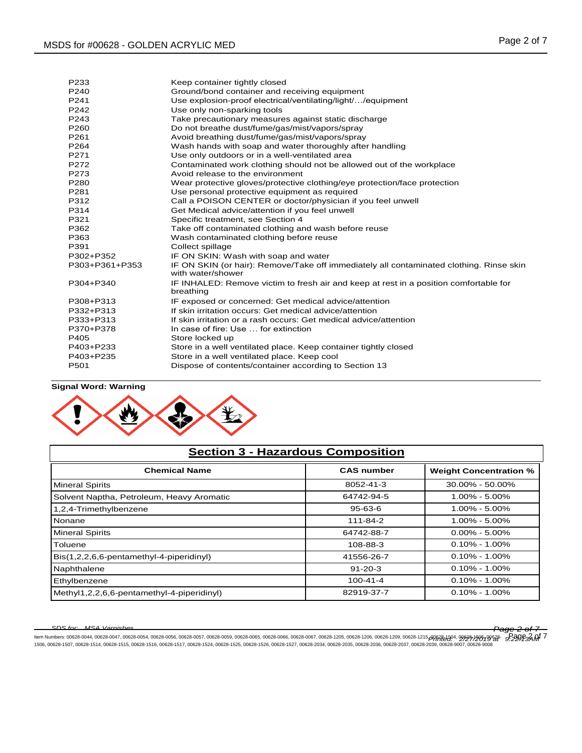| | |
|---|---|
| P233 | Keep container tightly closed |
| P240 | Ground/bond container and receiving equipment |
| P241 | Use explosion-proof electrical/ventilating/light/…/equipment |
| P242 | Use only non-sparking tools |
| P243 | Take precautionary measures against static discharge |
| P260 | Do not breathe dust/fume/gas/mist/vapors/spray |
| P261 | Avoid breathing dust/fume/gas/mist/vapors/spray |
| P264 | Wash hands with soap and water thoroughly after handling |
| P271 | Use only outdoors or in a well-ventilated area |
| P272 | Contaminated work clothing should not be allowed out of the workplace |
| P273 | Avoid release to the environment |
| P280 | Wear protective gloves/protective clothing/eye protection/face protection |
| P281 | Use personal protective equipment as required |
| P312 | Call a POISON CENTER or doctor/physician if you feel unwell |
| P314 | Get Medical advice/attention if you feel unwell |
| P321 | Specific treatment, see Section 4 |
| P362 | Take off contaminated clothing and wash before reuse |
| P363 | Wash contaminated clothing before reuse |
| P391 | Collect spillage |
| P302+P352 | IF ON SKIN: Wash with soap and water |
| P303+P361+P353 | IF ON SKIN (or hair): Remove/Take off immediately all contaminated clothing. Rinse skin with water/shower |
| P304+P340 | IF INHALED: Remove victim to fresh air and keep at rest in a position comfortable for breathing |
| P308+P313 | IF exposed or concerned: Get medical advice/attention |
| P332+P313 | If skin irritation occurs: Get medical advice/attention |
| P333+P313 | If skin irritation or a rash occurs: Get medical advice/attention |
| P370+P378 | In case of fire: Use … for extinction |
| P405 | Store locked up |
| P403+P233 | Store in a well ventilated place. Keep container tightly closed |
| P403+P235 | Store in a well ventilated place. Keep cool |
| P501 | Dispose of contents/container according to Section 13 |

**Signal Word: Warning**

## Section 3 - Hazardous Composition

| Chemical Name | CAS number | Weight Concentration % |
|---|---|---|
| Mineral Spirits | 8052-41-3 | 30.00% - 50.00% |
| Solvent Naptha, Petroleum, Heavy Aromatic | 64742-94-5 | 1.00% - 5.00% |
| 1,2,4-Trimethylbenzene | 95-63-6 | 1.00% - 5.00% |
| Nonane | 111-84-2 | 1.00% - 5.00% |
| Mineral Spirits | 64742-88-7 | 0.00% - 5.00% |
| Toluene | 108-88-3 | 0.10% - 1.00% |
| Bis(1,2,2,6,6-pentamethyl-4-piperidinyl) | 41556-26-7 | 0.10% - 1.00% |
| Naphthalene | 91-20-3 | 0.10% - 1.00% |
| Ethylbenzene | 100-41-4 | 0.10% - 1.00% |
| Methyl1,2,2,6,6-pentamethyl-4-piperidinyl) | 82919-37-7 | 0.10% - 1.00% |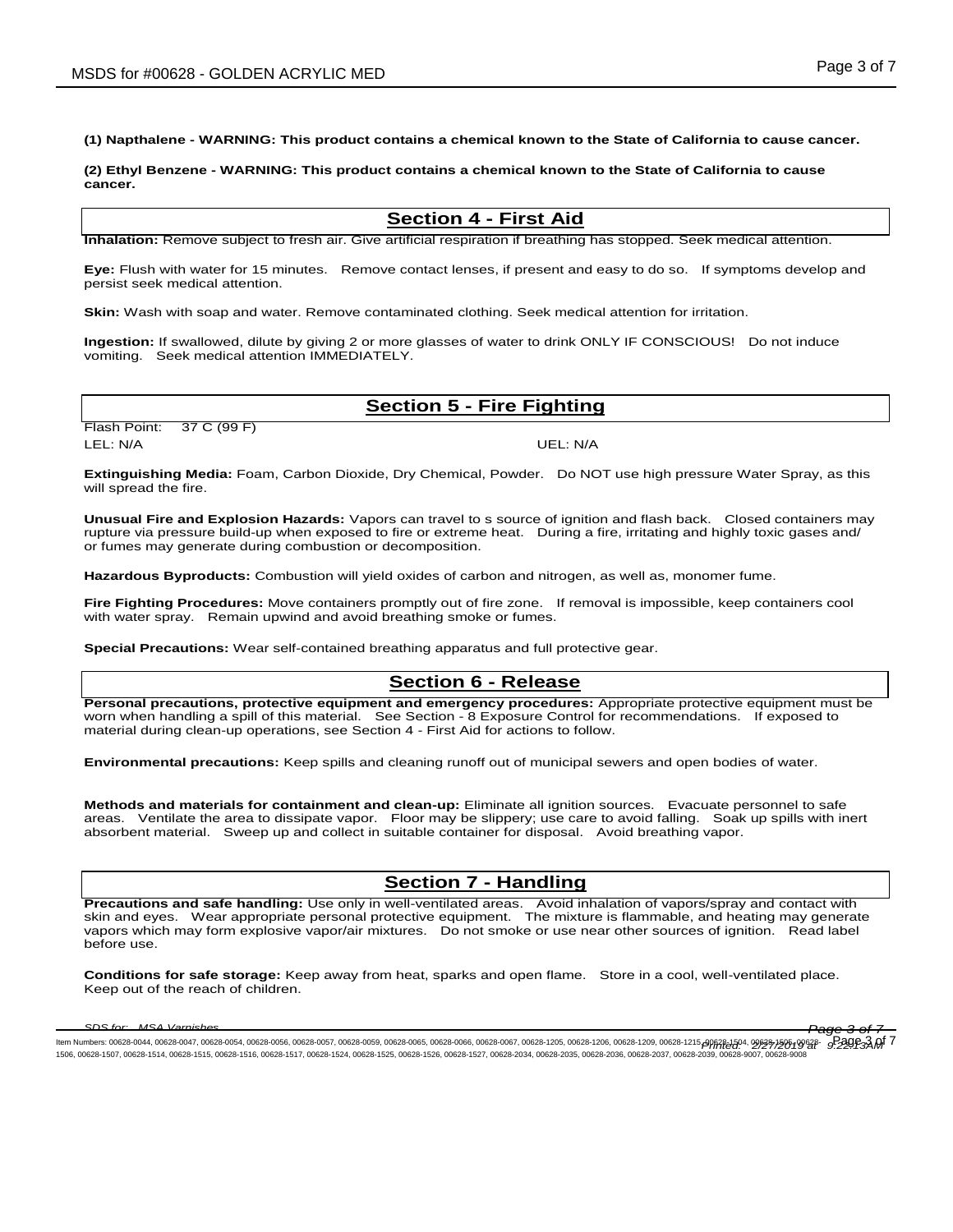**(1) Napthalene - WARNING: This product contains a chemical known to the State of California to cause cancer.**

**(2) Ethyl Benzene - WARNING: This product contains a chemical known to the State of California to cause cancer.**

## Section 4 - First Aid

**Inhalation:** Remove subject to fresh air. Give artificial respiration if breathing has stopped. Seek medical attention.

**Eye:** Flush with water for 15 minutes. Remove contact lenses, if present and easy to do so. If symptoms develop and persist seek medical attention.

**Skin:** Wash with soap and water. Remove contaminated clothing. Seek medical attention for irritation.

**Ingestion:** If swallowed, dilute by giving 2 or more glasses of water to drink ONLY IF CONSCIOUS! Do not induce vomiting. Seek medical attention IMMEDIATELY.

## Section 5 - Fire Fighting

Flash Point: 37 C (99 F)

LEL: N/A UEL: N/A

**Extinguishing Media:** Foam, Carbon Dioxide, Dry Chemical, Powder. Do NOT use high pressure Water Spray, as this will spread the fire.

**Unusual Fire and Explosion Hazards:** Vapors can travel to s source of ignition and flash back. Closed containers may rupture via pressure build-up when exposed to fire or extreme heat. During a fire, irritating and highly toxic gases and/ or fumes may generate during combustion or decomposition.

**Hazardous Byproducts:** Combustion will yield oxides of carbon and nitrogen, as well as, monomer fume.

**Fire Fighting Procedures:** Move containers promptly out of fire zone. If removal is impossible, keep containers cool with water spray. Remain upwind and avoid breathing smoke or fumes.

**Special Precautions:** Wear self-contained breathing apparatus and full protective gear.

## Section 6 - Release

**Personal precautions, protective equipment and emergency procedures:** Appropriate protective equipment must be worn when handling a spill of this material. See Section - 8 Exposure Control for recommendations. If exposed to material during clean-up operations, see Section 4 - First Aid for actions to follow.

**Environmental precautions:** Keep spills and cleaning runoff out of municipal sewers and open bodies of water.

**Methods and materials for containment and clean-up:** Eliminate all ignition sources. Evacuate personnel to safe areas. Ventilate the area to dissipate vapor. Floor may be slippery; use care to avoid falling. Soak up spills with inert absorbent material. Sweep up and collect in suitable container for disposal. Avoid breathing vapor.

## Section 7 - Handling

**Precautions and safe handling:** Use only in well-ventilated areas. Avoid inhalation of vapors/spray and contact with skin and eyes. Wear appropriate personal protective equipment. The mixture is flammable, and heating may generate vapors which may form explosive vapor/air mixtures. Do not smoke or use near other sources of ignition. Read label before use.

**Conditions for safe storage:** Keep away from heat, sparks and open flame. Store in a cool, well-ventilated place. Keep out of the reach of children.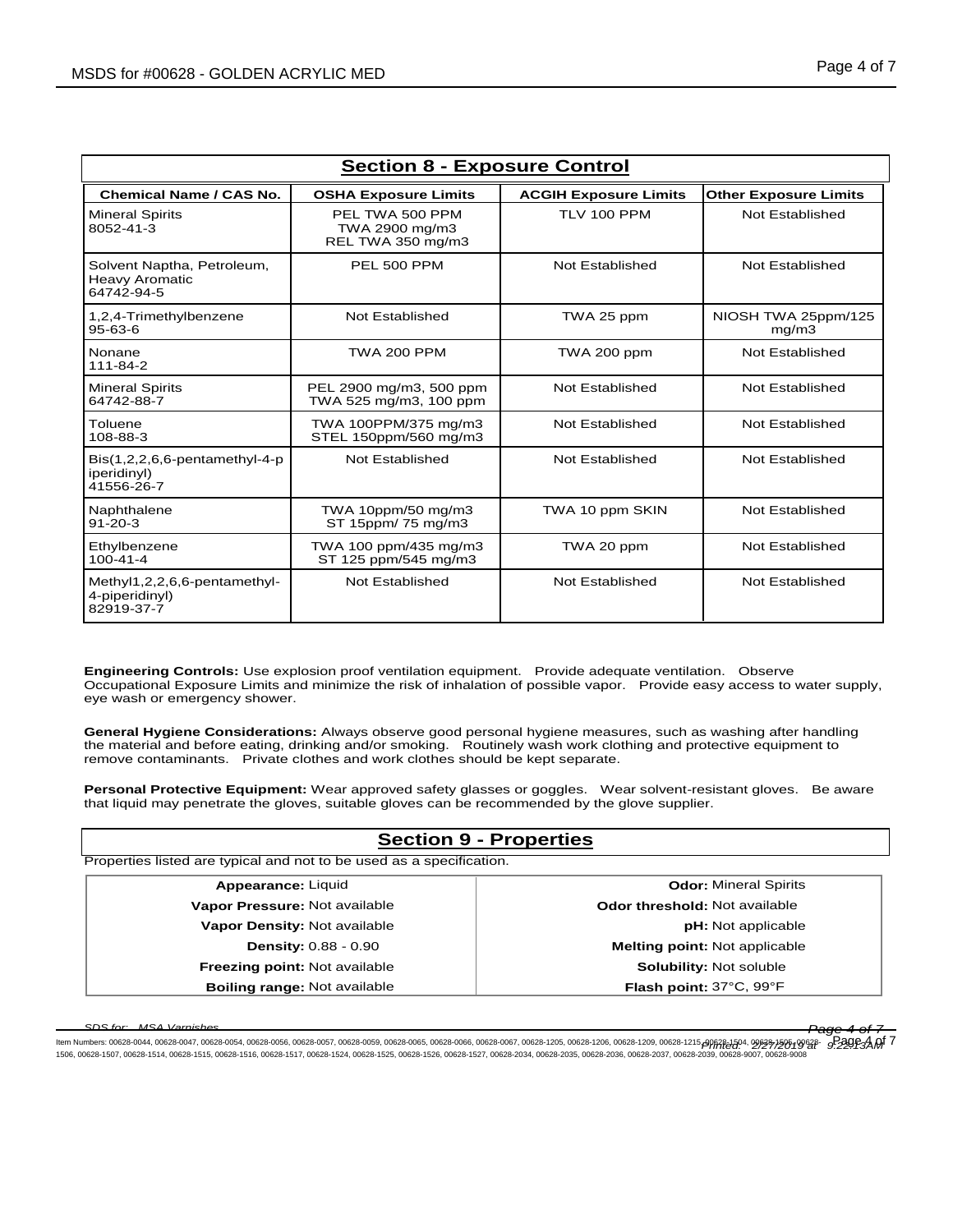## Section 8 - Exposure Control

| Chemical Name / CAS No. | OSHA Exposure Limits | ACGIH Exposure Limits | Other Exposure Limits |
|---|---|---|---|
| Mineral Spirits<br>8052-41-3 | PEL TWA 500 PPM<br>TWA 2900 mg/m3<br>REL TWA 350 mg/m3 | TLV 100 PPM | Not Established |
| Solvent Naptha, Petroleum, Heavy Aromatic<br>64742-94-5 | PEL 500 PPM | Not Established | Not Established |
| 1,2,4-Trimethylbenzene<br>95-63-6 | Not Established | TWA 25 ppm | NIOSH TWA 25ppm/125 mg/m3 |
| Nonane<br>111-84-2 | TWA 200 PPM | TWA 200 ppm | Not Established |
| Mineral Spirits<br>64742-88-7 | PEL 2900 mg/m3, 500 ppm<br>TWA 525 mg/m3, 100 ppm | Not Established | Not Established |
| Toluene<br>108-88-3 | TWA 100PPM/375 mg/m3<br>STEL 150ppm/560 mg/m3 | Not Established | Not Established |
| Bis(1,2,2,6,6-pentamethyl-4-piperidinyl)<br>41556-26-7 | Not Established | Not Established | Not Established |
| Naphthalene<br>91-20-3 | TWA 10ppm/50 mg/m3<br>ST 15ppm/ 75 mg/m3 | TWA 10 ppm SKIN | Not Established |
| Ethylbenzene<br>100-41-4 | TWA 100 ppm/435 mg/m3<br>ST 125 ppm/545 mg/m3 | TWA 20 ppm | Not Established |
| Methyl1,2,2,6,6-pentamethyl-4-piperidinyl)<br>82919-37-7 | Not Established | Not Established | Not Established |

**Engineering Controls:** Use explosion proof ventilation equipment. Provide adequate ventilation. Observe Occupational Exposure Limits and minimize the risk of inhalation of possible vapor. Provide easy access to water supply, eye wash or emergency shower.

**General Hygiene Considerations:** Always observe good personal hygiene measures, such as washing after handling the material and before eating, drinking and/or smoking. Routinely wash work clothing and protective equipment to remove contaminants. Private clothes and work clothes should be kept separate.

**Personal Protective Equipment:** Wear approved safety glasses or goggles. Wear solvent-resistant gloves. Be aware that liquid may penetrate the gloves, suitable gloves can be recommended by the glove supplier.

## Section 9 - Properties

Properties listed are typical and not to be used as a specification.

| | |
|---|---|
| **Appearance:** Liquid | **Odor:** Mineral Spirits |
| **Vapor Pressure:** Not available | **Odor threshold:** Not available |
| **Vapor Density:** Not available | **pH:** Not applicable |
| **Density:** 0.88 - 0.90 | **Melting point:** Not applicable |
| **Freezing point:** Not available | **Solubility:** Not soluble |
| **Boiling range:** Not available | **Flash point:** 37°C, 99°F |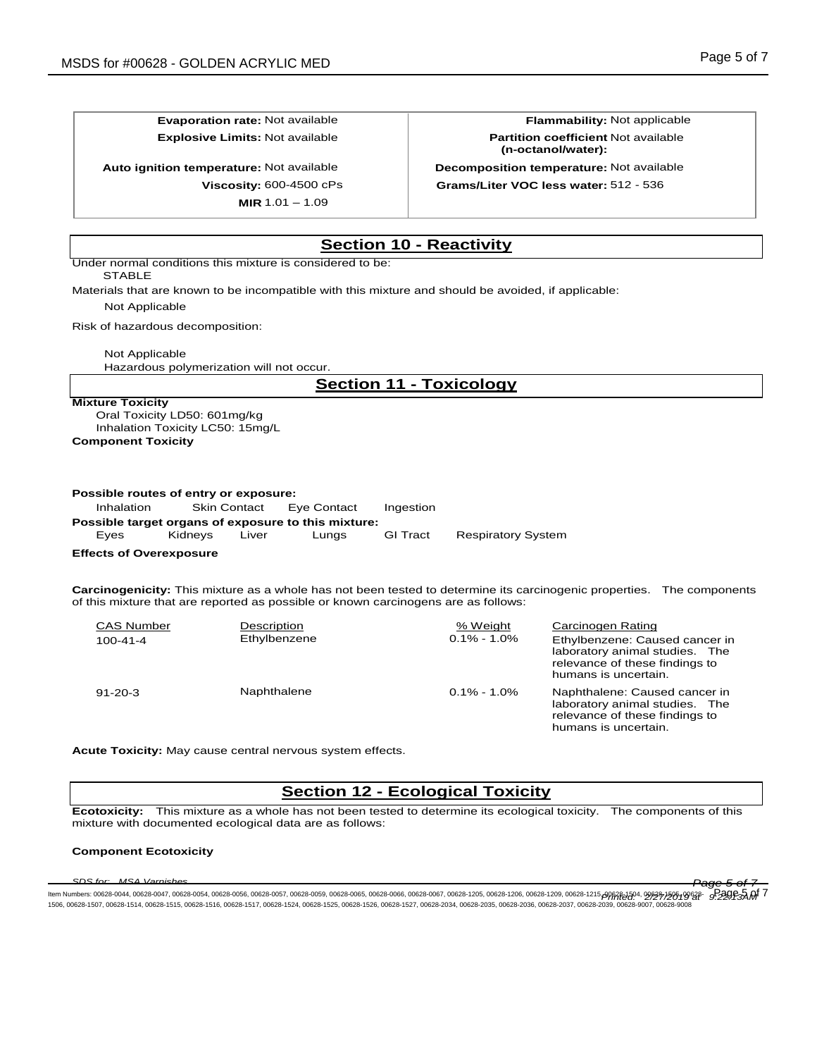| | |
|---|---|
| **Evaporation rate:** Not available | **Flammability:** Not applicable |
| **Explosive Limits:** Not available | **Partition coefficient (n-octanol/water):** Not available |
| **Auto ignition temperature:** Not available | **Decomposition temperature:** Not available |
| **Viscosity:** 600-4500 cPs | **Grams/Liter VOC less water:** 512 - 536 |
| **MIR** 1.01 – 1.09 | |

## Section 10 - Reactivity

Under normal conditions this mixture is considered to be:
STABLE

Materials that are known to be incompatible with this mixture and should be avoided, if applicable:
Not Applicable

Risk of hazardous decomposition:

Not Applicable
Hazardous polymerization will not occur.

## Section 11 - Toxicology

**Mixture Toxicity**
Oral Toxicity LD50: 601mg/kg
Inhalation Toxicity LC50: 15mg/L

**Component Toxicity**

**Possible routes of entry or exposure:**
Inhalation  Skin Contact  Eye Contact  Ingestion

**Possible target organs of exposure to this mixture:**
Eyes  Kidneys  Liver  Lungs  GI Tract  Respiratory System

**Effects of Overexposure**

**Carcinogenicity:** This mixture as a whole has not been tested to determine its carcinogenic properties. The components of this mixture that are reported as possible or known carcinogens are as follows:

| CAS Number | Description | % Weight | Carcinogen Rating |
|---|---|---|---|
| 100-41-4 | Ethylbenzene | 0.1% - 1.0% | Ethylbenzene: Caused cancer in laboratory animal studies. The relevance of these findings to humans is uncertain. |
| 91-20-3 | Naphthalene | 0.1% - 1.0% | Naphthalene: Caused cancer in laboratory animal studies. The relevance of these findings to humans is uncertain. |

**Acute Toxicity:** May cause central nervous system effects.

## Section 12 - Ecological Toxicity

**Ecotoxicity:** This mixture as a whole has not been tested to determine its ecological toxicity. The components of this mixture with documented ecological data are as follows:

**Component Ecotoxicity**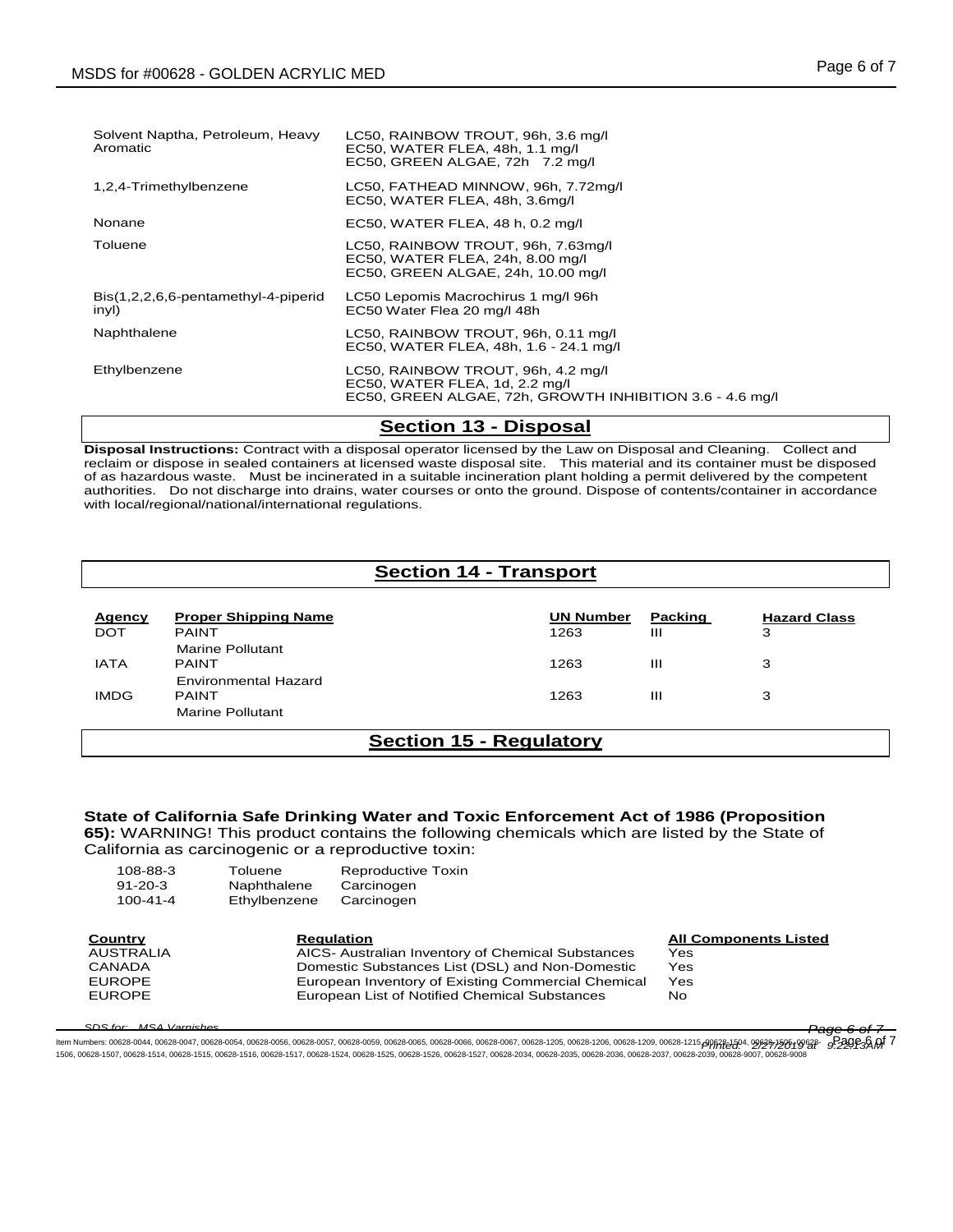| | |
|---|---|
| Solvent Naptha, Petroleum, Heavy Aromatic | LC50, RAINBOW TROUT, 96h, 3.6 mg/l<br>EC50, WATER FLEA, 48h, 1.1 mg/l<br>EC50, GREEN ALGAE, 72h 7.2 mg/l |
| 1,2,4-Trimethylbenzene | LC50, FATHEAD MINNOW, 96h, 7.72mg/l<br>EC50, WATER FLEA, 48h, 3.6mg/l |
| Nonane | EC50, WATER FLEA, 48 h, 0.2 mg/l |
| Toluene | LC50, RAINBOW TROUT, 96h, 7.63mg/l<br>EC50, WATER FLEA, 24h, 8.00 mg/l<br>EC50, GREEN ALGAE, 24h, 10.00 mg/l |
| Bis(1,2,2,6,6-pentamethyl-4-piperidinyl) | LC50 Lepomis Macrochirus 1 mg/l 96h<br>EC50 Water Flea 20 mg/l 48h |
| Naphthalene | LC50, RAINBOW TROUT, 96h, 0.11 mg/l<br>EC50, WATER FLEA, 48h, 1.6 - 24.1 mg/l |
| Ethylbenzene | LC50, RAINBOW TROUT, 96h, 4.2 mg/l<br>EC50, WATER FLEA, 1d, 2.2 mg/l<br>EC50, GREEN ALGAE, 72h, GROWTH INHIBITION 3.6 - 4.6 mg/l |

## Section 13 - Disposal

**Disposal Instructions:** Contract with a disposal operator licensed by the Law on Disposal and Cleaning. Collect and reclaim or dispose in sealed containers at licensed waste disposal site. This material and its container must be disposed of as hazardous waste. Must be incinerated in a suitable incineration plant holding a permit delivered by the competent authorities. Do not discharge into drains, water courses or onto the ground. Dispose of contents/container in accordance with local/regional/national/international regulations.

## Section 14 - Transport

| Agency | Proper Shipping Name | UN Number | Packing | Hazard Class |
|---|---|---|---|---|
| DOT | PAINT<br>Marine Pollutant | 1263 | III | 3 |
| IATA | PAINT<br>Environmental Hazard | 1263 | III | 3 |
| IMDG | PAINT<br>Marine Pollutant | 1263 | III | 3 |

## Section 15 - Regulatory

**State of California Safe Drinking Water and Toxic Enforcement Act of 1986 (Proposition 65):** WARNING! This product contains the following chemicals which are listed by the State of California as carcinogenic or a reproductive toxin:

| | | |
|---|---|---|
| 108-88-3 | Toluene | Reproductive Toxin |
| 91-20-3 | Naphthalene | Carcinogen |
| 100-41-4 | Ethylbenzene | Carcinogen |

| Country | Regulation | All Components Listed |
|---|---|---|
| AUSTRALIA | AICS- Australian Inventory of Chemical Substances | Yes |
| CANADA | Domestic Substances List (DSL) and Non-Domestic | Yes |
| EUROPE | European Inventory of Existing Commercial Chemical | Yes |
| EUROPE | European List of Notified Chemical Substances | No |

*SDS for: MSA Varnishes*

Item Numbers: 00628-0044, 00628-0047, 00628-0054, 00628-0056, 00628-0057, 00628-0059, 00628-0065, 00628-0066, 00628-0067, 00628-1205, 00628-1206, 00628-1209, 00628-1215, 00628-1504, 00628-1505, 00628-1506, 00628-1507, 00628-1514, 00628-1515, 00628-1516, 00628-1517, 00628-1524, 00628-1525, 00628-1526, 00628-1527, 00628-2034, 00628-2035, 00628-2036, 00628-2037, 00628-2039, 00628-9007, 00628-9008

*Printed: 2/27/2019 at 9:22:13AM*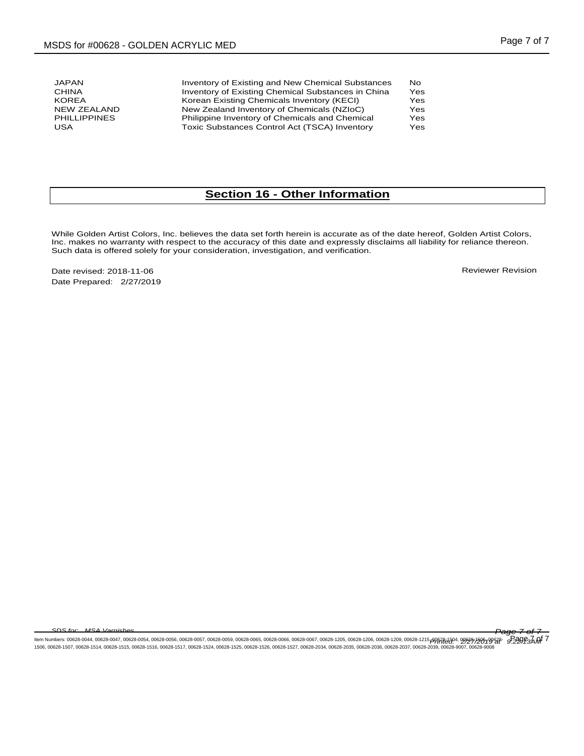| | | |
|---|---|---|
| JAPAN | Inventory of Existing and New Chemical Substances | No |
| CHINA | Inventory of Existing Chemical Substances in China | Yes |
| KOREA | Korean Existing Chemicals Inventory (KECI) | Yes |
| NEW ZEALAND | New Zealand Inventory of Chemicals (NZIoC) | Yes |
| PHILLIPPINES | Philippine Inventory of Chemicals and Chemical | Yes |
| USA | Toxic Substances Control Act (TSCA) Inventory | Yes |

## Section 16 - Other Information

While Golden Artist Colors, Inc. believes the data set forth herein is accurate as of the date hereof, Golden Artist Colors, Inc. makes no warranty with respect to the accuracy of this date and expressly disclaims all liability for reliance thereon. Such data is offered solely for your consideration, investigation, and verification.

Date revised: 2018-11-06

Reviewer Revision

Date Prepared: 2/27/2019

Item Numbers: 00628-0044, 00628-0047, 00628-0054, 00628-0056, 00628-0057, 00628-0059, 00628-0065, 00628-0066, 00628-0067, 00628-1205, 00628-1206, 00628-1209, 00628-1215, 00628-1504, 00628-1505, 00628-1506, 00628-1507, 00628-1514, 00628-1515, 00628-1516, 00628-1517, 00628-1524, 00628-1525, 00628-1526, 00628-1527, 00628-2034, 00628-2035, 00628-2036, 00628-2037, 00628-2039, 00628-9007, 00628-9008